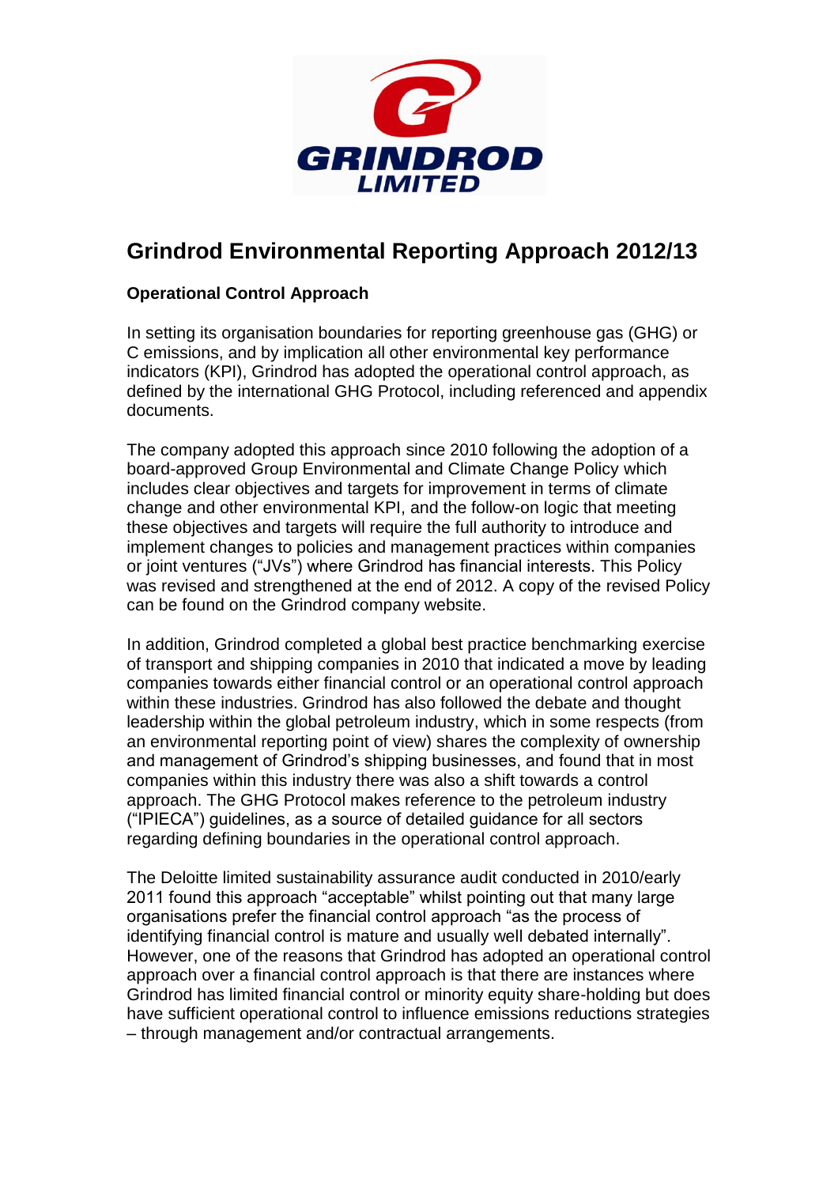# Grindrod Environmental Reporting Approach 2012/13

### Operational Control Approach

In setting its organisation boundaries for reporting greenhouse gas (GHG) or C emissions, and by implication all other environmental key performance indicators (KPI), Grindrod has adopted the operational control approach, as defined by the international GHG Protocol, including referenced and appendix documents.

The company adopted this approach since 2010 following the adoption of a board-approved Group Environmental and Climate Change Policy which includes clear objectives and targets for improvement in terms of climate change and other environmental KPI, and the follow-on logic that meeting these objectives and targets will require the full authority to introduce and implement changes to policies and management practices within companies or joint ventures ("JVs") where Grindrod has financial interests. This Policy was revised and strengthened at the end of 2012. A copy of the revised Policy can be found on the Grindrod company website.

In addition, Grindrod completed a global best practice benchmarking exercise of transport and shipping companies in 2010 that indicated a move by leading companies towards either financial control or an operational control approach within these industries. Grindrod has also followed the debate and thought leadership within the global petroleum industry, which in some respects (from an environmental reporting point of view) shares the complexity of ownership and management of Grindrod's shipping businesses, and found that in most companies within this industry there was also a shift towards a control approach. The GHG Protocol makes reference to the petroleum industry ("IPIECA") guidelines, as a source of detailed guidance for all sectors regarding defining boundaries in the operational control approach.

The Deloitte limited sustainability assurance audit conducted in 2010/early 2011 found this approach "acceptable" whilst pointing out that many large organisations prefer the financial control approach "as the process of identifying financial control is mature and usually well debated internally". However, one of the reasons that Grindrod has adopted an operational control approach over a financial control approach is that there are instances where Grindrod has limited financial control or minority equity share-holding but does have sufficient operational control to influence emissions reductions strategies – through management and/or contractual arrangements.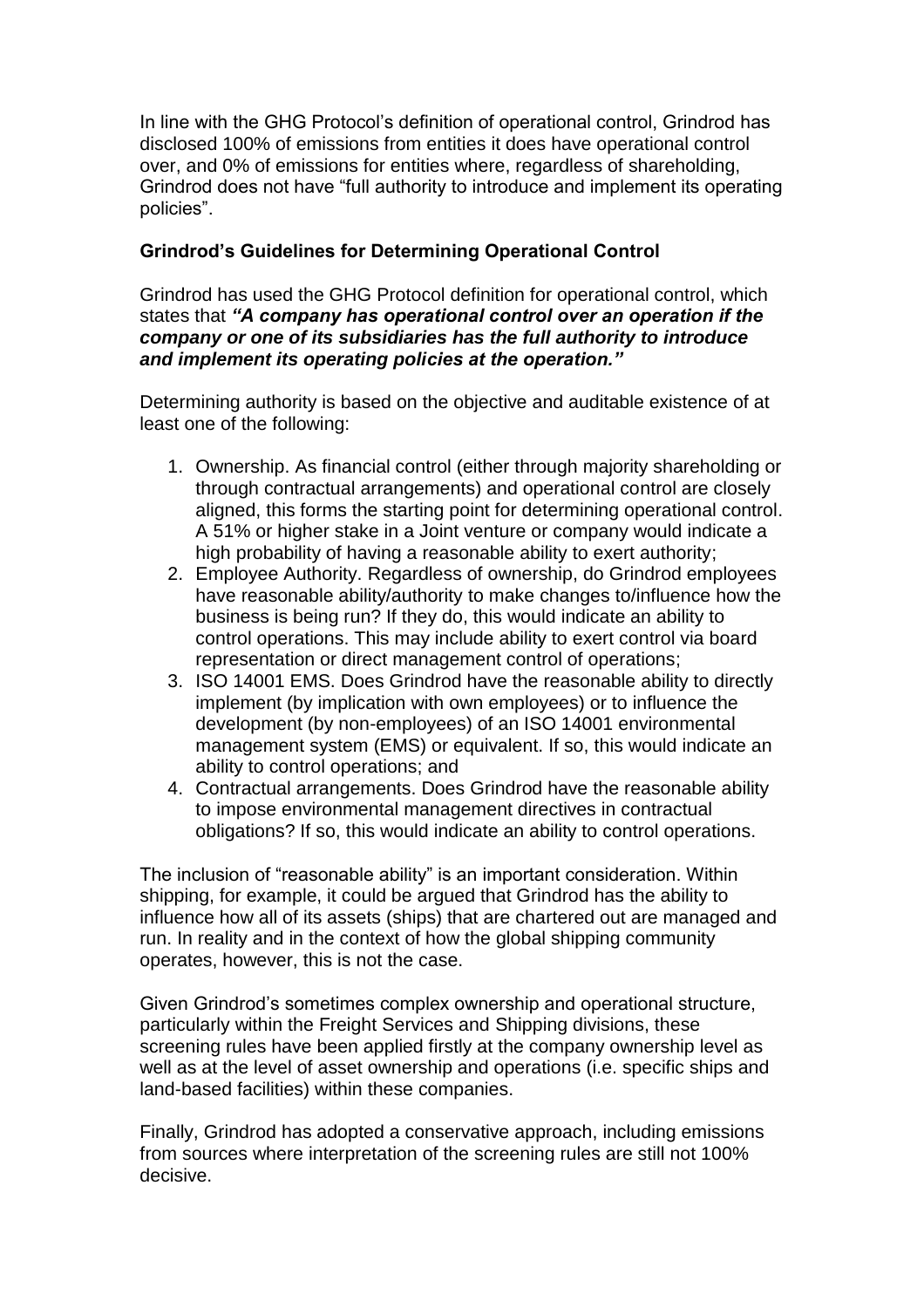In line with the GHG Protocol's definition of operational control, Grindrod has disclosed 100% of emissions from entities it does have operational control over, and 0% of emissions for entities where, regardless of shareholding, Grindrod does not have "full authority to introduce and implement its operating policies".

**Grindrod's Guidelines for Determining Operational Control**

Grindrod has used the GHG Protocol definition for operational control, which states that ***"A company has operational control over an operation if the company or one of its subsidiaries has the full authority to introduce and implement its operating policies at the operation."***

Determining authority is based on the objective and auditable existence of at least one of the following:

1. Ownership. As financial control (either through majority shareholding or through contractual arrangements) and operational control are closely aligned, this forms the starting point for determining operational control. A 51% or higher stake in a Joint venture or company would indicate a high probability of having a reasonable ability to exert authority;
2. Employee Authority. Regardless of ownership, do Grindrod employees have reasonable ability/authority to make changes to/influence how the business is being run? If they do, this would indicate an ability to control operations. This may include ability to exert control via board representation or direct management control of operations;
3. ISO 14001 EMS. Does Grindrod have the reasonable ability to directly implement (by implication with own employees) or to influence the development (by non-employees) of an ISO 14001 environmental management system (EMS) or equivalent. If so, this would indicate an ability to control operations; and
4. Contractual arrangements. Does Grindrod have the reasonable ability to impose environmental management directives in contractual obligations? If so, this would indicate an ability to control operations.

The inclusion of "reasonable ability" is an important consideration. Within shipping, for example, it could be argued that Grindrod has the ability to influence how all of its assets (ships) that are chartered out are managed and run. In reality and in the context of how the global shipping community operates, however, this is not the case.

Given Grindrod's sometimes complex ownership and operational structure, particularly within the Freight Services and Shipping divisions, these screening rules have been applied firstly at the company ownership level as well as at the level of asset ownership and operations (i.e. specific ships and land-based facilities) within these companies.

Finally, Grindrod has adopted a conservative approach, including emissions from sources where interpretation of the screening rules are still not 100% decisive.